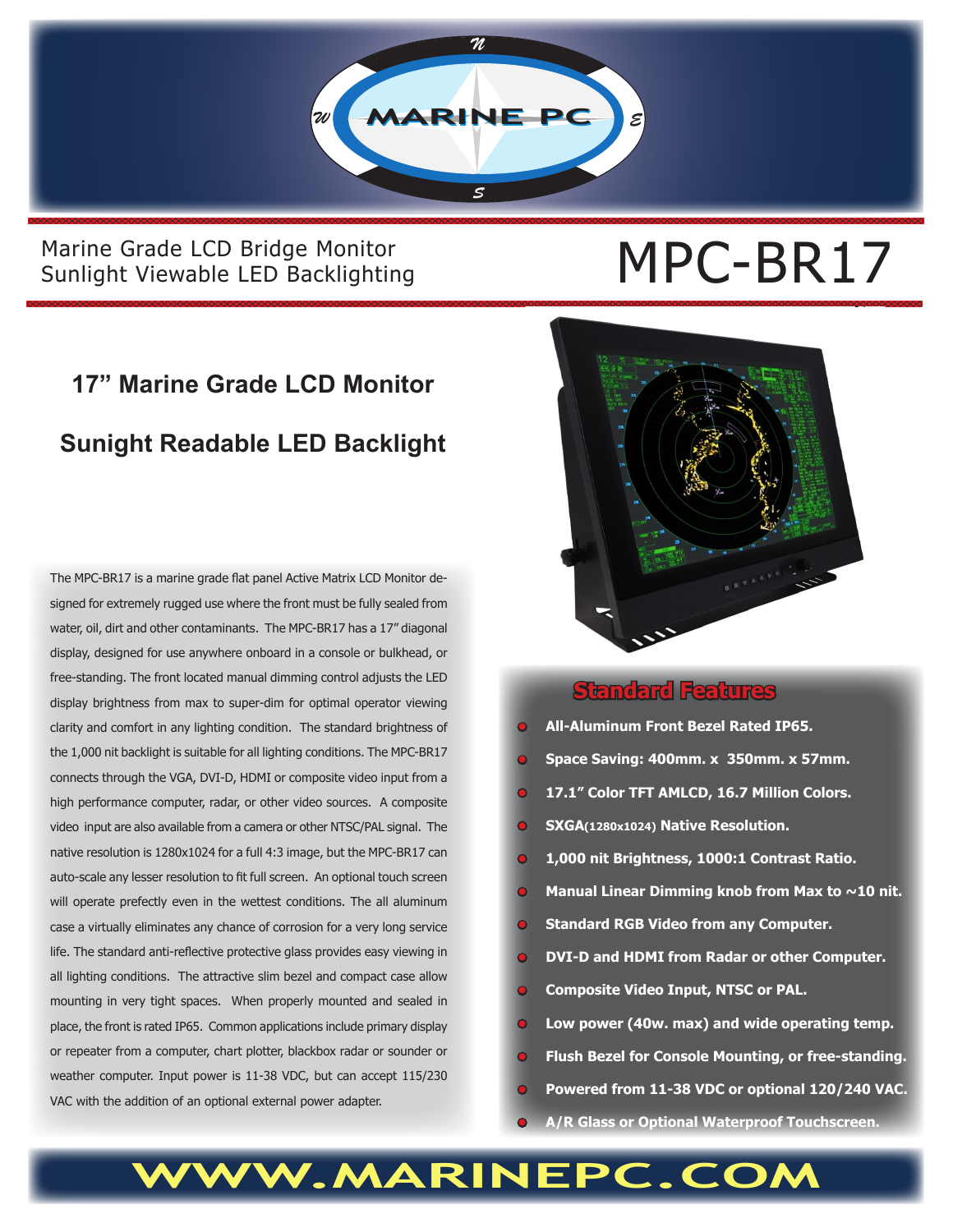Marine Grade LCD Bridge Monitor
Sunlight Viewable LED Backlighting

# MPC-BR17

## 17" Marine Grade LCD Monitor

## Sunight Readable LED Backlight

The MPC-BR17 is a marine grade flat panel Active Matrix LCD Monitor designed for extremely rugged use where the front must be fully sealed from water, oil, dirt and other contaminants. The MPC-BR17 has a 17" diagonal display, designed for use anywhere onboard in a console or bulkhead, or free-standing. The front located manual dimming control adjusts the LED display brightness from max to super-dim for optimal operator viewing clarity and comfort in any lighting condition. The standard brightness of the 1,000 nit backlight is suitable for all lighting conditions. The MPC-BR17 connects through the VGA, DVI-D, HDMI or composite video input from a high performance computer, radar, or other video sources. A composite video input are also available from a camera or other NTSC/PAL signal. The native resolution is 1280x1024 for a full 4:3 image, but the MPC-BR17 can auto-scale any lesser resolution to fit full screen. An optional touch screen will operate prefectly even in the wettest conditions. The all aluminum case a virtually eliminates any chance of corrosion for a very long service life. The standard anti-reflective protective glass provides easy viewing in all lighting conditions. The attractive slim bezel and compact case allow mounting in very tight spaces. When properly mounted and sealed in place, the front is rated IP65. Common applications include primary display or repeater from a computer, chart plotter, blackbox radar or sounder or weather computer. Input power is 11-38 VDC, but can accept 115/230 VAC with the addition of an optional external power adapter.

## Standard Features

- **All-Aluminum Front Bezel Rated IP65.**
- **Space Saving: 400mm. x 350mm. x 57mm.**
- **17.1" Color TFT AMLCD, 16.7 Million Colors.**
- **SXGA(1280x1024) Native Resolution.**
- **1,000 nit Brightness, 1000:1 Contrast Ratio.**
- **Manual Linear Dimming knob from Max to ~10 nit.**
- **Standard RGB Video from any Computer.**
- **DVI-D and HDMI from Radar or other Computer.**
- **Composite Video Input, NTSC or PAL.**
- **Low power (40w. max) and wide operating temp.**
- **Flush Bezel for Console Mounting, or free-standing.**
- **Powered from 11-38 VDC or optional 120/240 VAC.**
- **A/R Glass or Optional Waterproof Touchscreen.**

**WWW.MARINEPC.COM**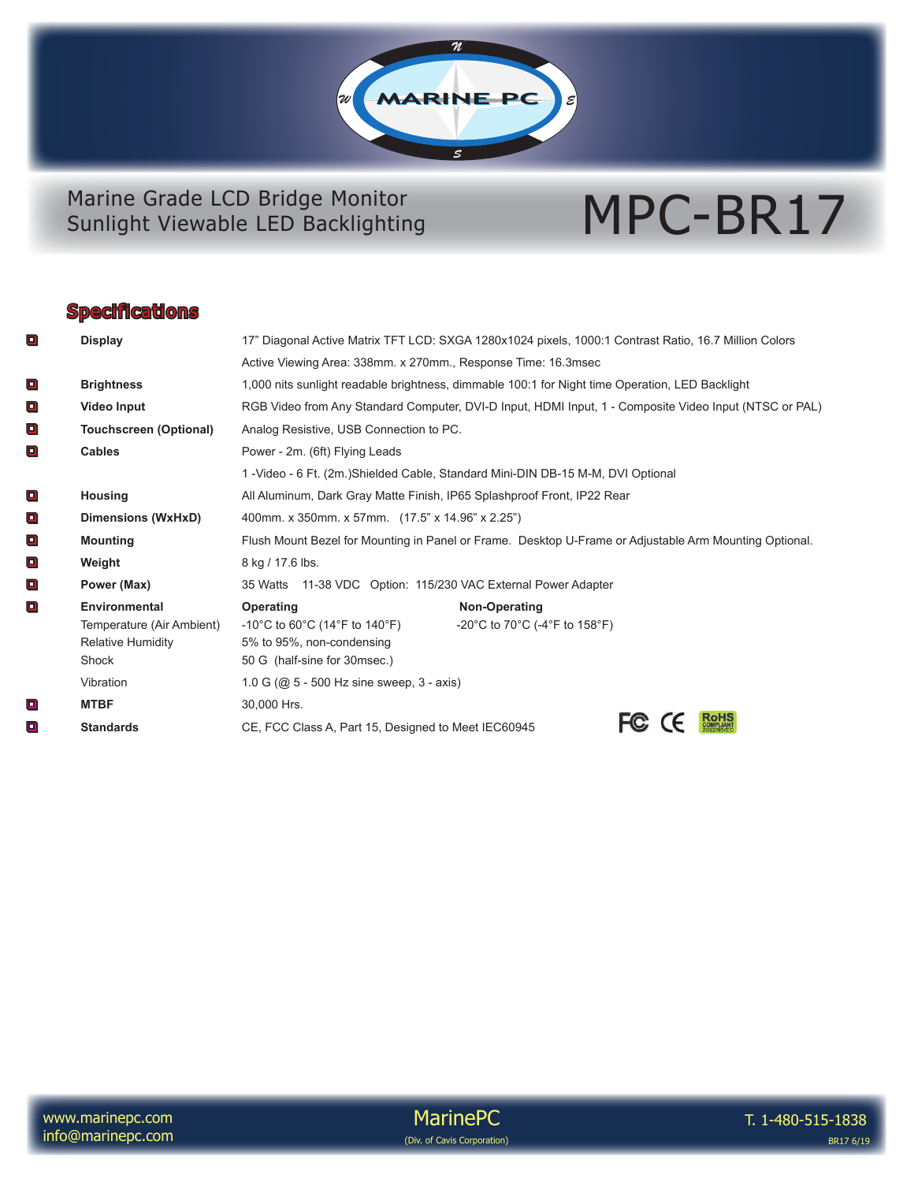Marine Grade LCD Bridge Monitor
Sunlight Viewable LED Backlighting

# MPC-BR17

## Specifications

| | |
|---|---|
| **Display** | 17" Diagonal Active Matrix TFT LCD: SXGA 1280x1024 pixels, 1000:1 Contrast Ratio, 16.7 Million Colors |
| | Active Viewing Area: 338mm. x 270mm., Response Time: 16.3msec |
| **Brightness** | 1,000 nits sunlight readable brightness, dimmable 100:1 for Night time Operation, LED Backlight |
| **Video Input** | RGB Video from Any Standard Computer, DVI-D Input, HDMI Input, 1 - Composite Video Input (NTSC or PAL) |
| **Touchscreen (Optional)** | Analog Resistive, USB Connection to PC. |
| **Cables** | Power - 2m. (6ft) Flying Leads |
| | 1 -Video - 6 Ft. (2m.)Shielded Cable, Standard Mini-DIN DB-15 M-M, DVI Optional |
| **Housing** | All Aluminum, Dark Gray Matte Finish, IP65 Splashproof Front, IP22 Rear |
| **Dimensions (WxHxD)** | 400mm. x 350mm. x 57mm. (17.5" x 14.96" x 2.25") |
| **Mounting** | Flush Mount Bezel for Mounting in Panel or Frame. Desktop U-Frame or Adjustable Arm Mounting Optional. |
| **Weight** | 8 kg / 17.6 lbs. |
| **Power (Max)** | 35 Watts 11-38 VDC Option: 115/230 VAC External Power Adapter |

| **Environmental** | **Operating** | **Non-Operating** |
|---|---|---|
| Temperature (Air Ambient) | -10°C to 60°C (14°F to 140°F) | -20°C to 70°C (-4°F to 158°F) |
| Relative Humidity | 5% to 95%, non-condensing | |
| Shock | 50 G (half-sine for 30msec.) | |
| Vibration | 1.0 G (@ 5 - 500 Hz sine sweep, 3 - axis) | |

| | |
|---|---|
| **MTBF** | 30,000 Hrs. |
| **Standards** | CE, FCC Class A, Part 15, Designed to Meet IEC60945 |

www.marinepc.com
info@marinepc.com

MarinePC
(Div. of Cavis Corporation)

T. 1-480-515-1838

BR17 6/19